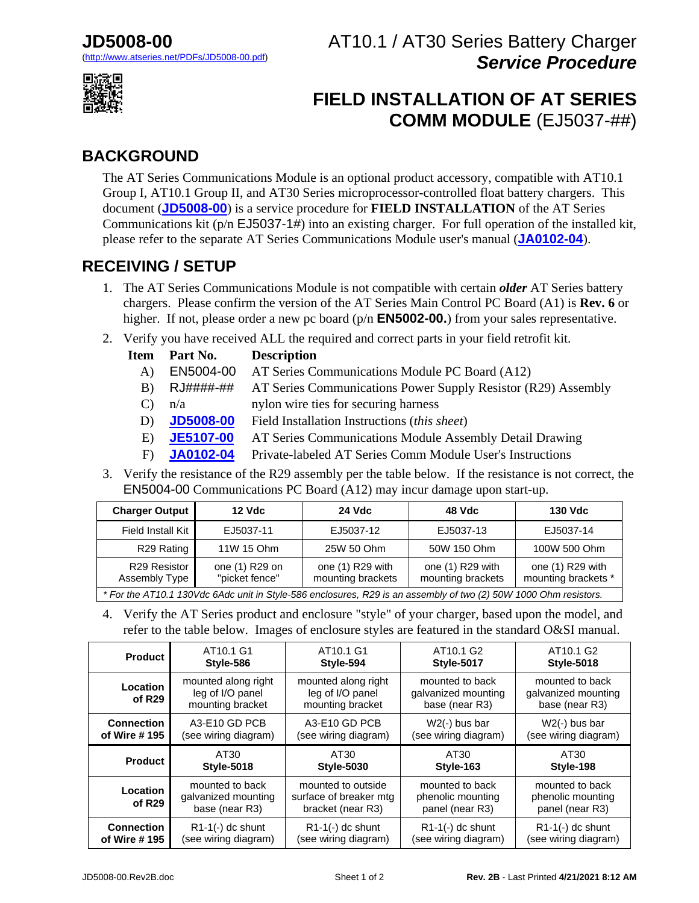**JD5008-00**
(http://www.atseries.net/PDFs/JD5008-00.pdf)

AT10.1 / AT30 Series Battery Charger
***Service Procedure***

# FIELD INSTALLATION OF AT SERIES COMM MODULE (EJ5037-##)

## BACKGROUND

The AT Series Communications Module is an optional product accessory, compatible with AT10.1 Group I, AT10.1 Group II, and AT30 Series microprocessor-controlled float battery chargers. This document (**JD5008-00**) is a service procedure for **FIELD INSTALLATION** of the AT Series Communications kit (p/n EJ5037-1#) into an existing charger. For full operation of the installed kit, please refer to the separate AT Series Communications Module user's manual (**JA0102-04**).

## RECEIVING / SETUP

1. The AT Series Communications Module is not compatible with certain ***older*** AT Series battery chargers. Please confirm the version of the AT Series Main Control PC Board (A1) is **Rev. 6** or higher. If not, please order a new pc board (p/n **EN5002-00.**) from your sales representative.
2. Verify you have received ALL the required and correct parts in your field retrofit kit.

| Item | Part No. | Description |
|---|---|---|
| A) | EN5004-00 | AT Series Communications Module PC Board (A12) |
| B) | RJ####-## | AT Series Communications Power Supply Resistor (R29) Assembly |
| C) | n/a | nylon wire ties for securing harness |
| D) | **JD5008-00** | Field Installation Instructions (*this sheet*) |
| E) | **JE5107-00** | AT Series Communications Module Assembly Detail Drawing |
| F) | **JA0102-04** | Private-labeled AT Series Comm Module User's Instructions |

3. Verify the resistance of the R29 assembly per the table below. If the resistance is not correct, the EN5004-00 Communications PC Board (A12) may incur damage upon start-up.

| Charger Output | 12 Vdc | 24 Vdc | 48 Vdc | 130 Vdc |
|---|---|---|---|---|
| Field Install Kit | EJ5037-11 | EJ5037-12 | EJ5037-13 | EJ5037-14 |
| R29 Rating | 11W 15 Ohm | 25W 50 Ohm | 50W 150 Ohm | 100W 500 Ohm |
| R29 Resistor Assembly Type | one (1) R29 on "picket fence" | one (1) R29 with mounting brackets | one (1) R29 with mounting brackets | one (1) R29 with mounting brackets * |

*\* For the AT10.1 130Vdc 6Adc unit in Style-586 enclosures, R29 is an assembly of two (2) 50W 1000 Ohm resistors.*

4. Verify the AT Series product and enclosure "style" of your charger, based upon the model, and refer to the table below. Images of enclosure styles are featured in the standard O&SI manual.

| **Product** | AT10.1 G1 **Style-586** | AT10.1 G1 **Style-594** | AT10.1 G2 **Style-5017** | AT10.1 G2 **Style-5018** |
|---|---|---|---|---|
| **Location of R29** | mounted along right leg of I/O panel mounting bracket | mounted along right leg of I/O panel mounting bracket | mounted to back galvanized mounting base (near R3) | mounted to back galvanized mounting base (near R3) |
| **Connection of Wire # 195** | A3-E10 GD PCB (see wiring diagram) | A3-E10 GD PCB (see wiring diagram) | W2(-) bus bar (see wiring diagram) | W2(-) bus bar (see wiring diagram) |
| **Product** | AT30 **Style-5018** | AT30 **Style-5030** | AT30 **Style-163** | AT30 **Style-198** |
| **Location of R29** | mounted to back galvanized mounting base (near R3) | mounted to outside surface of breaker mtg bracket (near R3) | mounted to back phenolic mounting panel (near R3) | mounted to back phenolic mounting panel (near R3) |
| **Connection of Wire # 195** | R1-1(-) dc shunt (see wiring diagram) | R1-1(-) dc shunt (see wiring diagram) | R1-1(-) dc shunt (see wiring diagram) | R1-1(-) dc shunt (see wiring diagram) |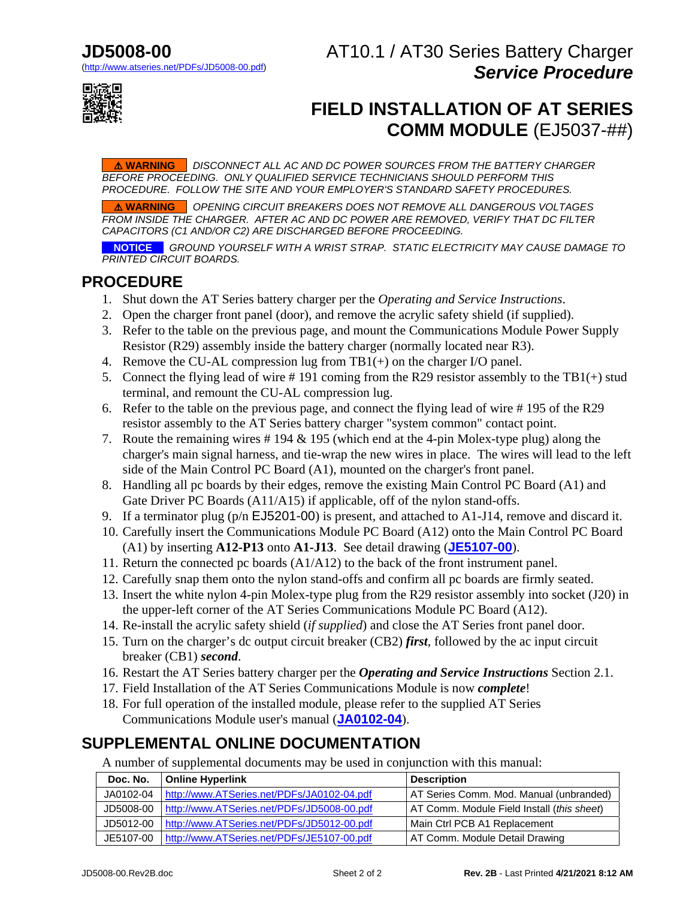**JD5008-00**
(http://www.atseries.net/PDFs/JD5008-00.pdf)

AT10.1 / AT30 Series Battery Charger
***Service Procedure***

# FIELD INSTALLATION OF AT SERIES COMM MODULE (EJ5037-##)

**⚠ WARNING** *DISCONNECT ALL AC AND DC POWER SOURCES FROM THE BATTERY CHARGER BEFORE PROCEEDING. ONLY QUALIFIED SERVICE TECHNICIANS SHOULD PERFORM THIS PROCEDURE. FOLLOW THE SITE AND YOUR EMPLOYER'S STANDARD SAFETY PROCEDURES.*

**⚠ WARNING** *OPENING CIRCUIT BREAKERS DOES NOT REMOVE ALL DANGEROUS VOLTAGES FROM INSIDE THE CHARGER. AFTER AC AND DC POWER ARE REMOVED, VERIFY THAT DC FILTER CAPACITORS (C1 AND/OR C2) ARE DISCHARGED BEFORE PROCEEDING.*

**NOTICE** *GROUND YOURSELF WITH A WRIST STRAP. STATIC ELECTRICITY MAY CAUSE DAMAGE TO PRINTED CIRCUIT BOARDS.*

## PROCEDURE

1. Shut down the AT Series battery charger per the *Operating and Service Instructions*.
2. Open the charger front panel (door), and remove the acrylic safety shield (if supplied).
3. Refer to the table on the previous page, and mount the Communications Module Power Supply Resistor (R29) assembly inside the battery charger (normally located near R3).
4. Remove the CU-AL compression lug from TB1(+) on the charger I/O panel.
5. Connect the flying lead of wire # 191 coming from the R29 resistor assembly to the TB1(+) stud terminal, and remount the CU-AL compression lug.
6. Refer to the table on the previous page, and connect the flying lead of wire # 195 of the R29 resistor assembly to the AT Series battery charger "system common" contact point.
7. Route the remaining wires # 194 & 195 (which end at the 4-pin Molex-type plug) along the charger's main signal harness, and tie-wrap the new wires in place. The wires will lead to the left side of the Main Control PC Board (A1), mounted on the charger's front panel.
8. Handling all pc boards by their edges, remove the existing Main Control PC Board (A1) and Gate Driver PC Boards (A11/A15) if applicable, off of the nylon stand-offs.
9. If a terminator plug (p/n EJ5201-00) is present, and attached to A1-J14, remove and discard it.
10. Carefully insert the Communications Module PC Board (A12) onto the Main Control PC Board (A1) by inserting **A12-P13** onto **A1-J13**. See detail drawing (**JE5107-00**).
11. Return the connected pc boards (A1/A12) to the back of the front instrument panel.
12. Carefully snap them onto the nylon stand-offs and confirm all pc boards are firmly seated.
13. Insert the white nylon 4-pin Molex-type plug from the R29 resistor assembly into socket (J20) in the upper-left corner of the AT Series Communications Module PC Board (A12).
14. Re-install the acrylic safety shield (*if supplied*) and close the AT Series front panel door.
15. Turn on the charger's dc output circuit breaker (CB2) ***first***, followed by the ac input circuit breaker (CB1) ***second***.
16. Restart the AT Series battery charger per the ***Operating and Service Instructions*** Section 2.1.
17. Field Installation of the AT Series Communications Module is now ***complete***!
18. For full operation of the installed module, please refer to the supplied AT Series Communications Module user's manual (**JA0102-04**).

## SUPPLEMENTAL ONLINE DOCUMENTATION

A number of supplemental documents may be used in conjunction with this manual:

| Doc. No. | Online Hyperlink | Description |
|---|---|---|
| JA0102-04 | http://www.ATSeries.net/PDFs/JA0102-04.pdf | AT Series Comm. Mod. Manual (unbranded) |
| JD5008-00 | http://www.ATSeries.net/PDFs/JD5008-00.pdf | AT Comm. Module Field Install (*this sheet*) |
| JD5012-00 | http://www.ATSeries.net/PDFs/JD5012-00.pdf | Main Ctrl PCB A1 Replacement |
| JE5107-00 | http://www.ATSeries.net/PDFs/JE5107-00.pdf | AT Comm. Module Detail Drawing |